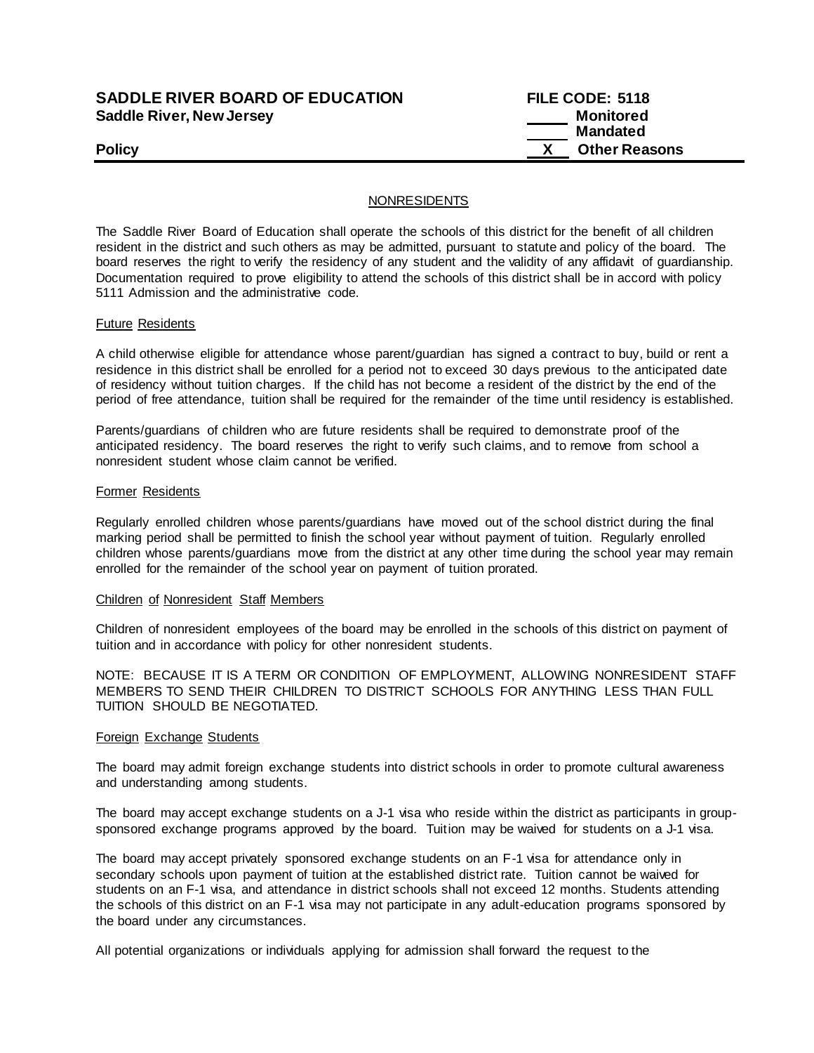**SADDLE RIVER BOARD OF EDUCATION** **FILE CODE: 5118**
**Saddle River, New Jersey**

_____ **Monitored**
_____ **Mandated**
**Policy** __X__ **Other Reasons**

---

## NONRESIDENTS

The Saddle River Board of Education shall operate the schools of this district for the benefit of all children resident in the district and such others as may be admitted, pursuant to statute and policy of the board. The board reserves the right to verify the residency of any student and the validity of any affidavit of guardianship. Documentation required to prove eligibility to attend the schools of this district shall be in accord with policy 5111 Admission and the administrative code.

### Future Residents

A child otherwise eligible for attendance whose parent/guardian has signed a contract to buy, build or rent a residence in this district shall be enrolled for a period not to exceed 30 days previous to the anticipated date of residency without tuition charges. If the child has not become a resident of the district by the end of the period of free attendance, tuition shall be required for the remainder of the time until residency is established.

Parents/guardians of children who are future residents shall be required to demonstrate proof of the anticipated residency. The board reserves the right to verify such claims, and to remove from school a nonresident student whose claim cannot be verified.

### Former Residents

Regularly enrolled children whose parents/guardians have moved out of the school district during the final marking period shall be permitted to finish the school year without payment of tuition. Regularly enrolled children whose parents/guardians move from the district at any other time during the school year may remain enrolled for the remainder of the school year on payment of tuition prorated.

### Children of Nonresident Staff Members

Children of nonresident employees of the board may be enrolled in the schools of this district on payment of tuition and in accordance with policy for other nonresident students.

NOTE: BECAUSE IT IS A TERM OR CONDITION OF EMPLOYMENT, ALLOWING NONRESIDENT STAFF MEMBERS TO SEND THEIR CHILDREN TO DISTRICT SCHOOLS FOR ANYTHING LESS THAN FULL TUITION SHOULD BE NEGOTIATED.

### Foreign Exchange Students

The board may admit foreign exchange students into district schools in order to promote cultural awareness and understanding among students.

The board may accept exchange students on a J-1 visa who reside within the district as participants in group-sponsored exchange programs approved by the board. Tuition may be waived for students on a J-1 visa.

The board may accept privately sponsored exchange students on an F-1 visa for attendance only in secondary schools upon payment of tuition at the established district rate. Tuition cannot be waived for students on an F-1 visa, and attendance in district schools shall not exceed 12 months. Students attending the schools of this district on an F-1 visa may not participate in any adult-education programs sponsored by the board under any circumstances.

All potential organizations or individuals applying for admission shall forward the request to the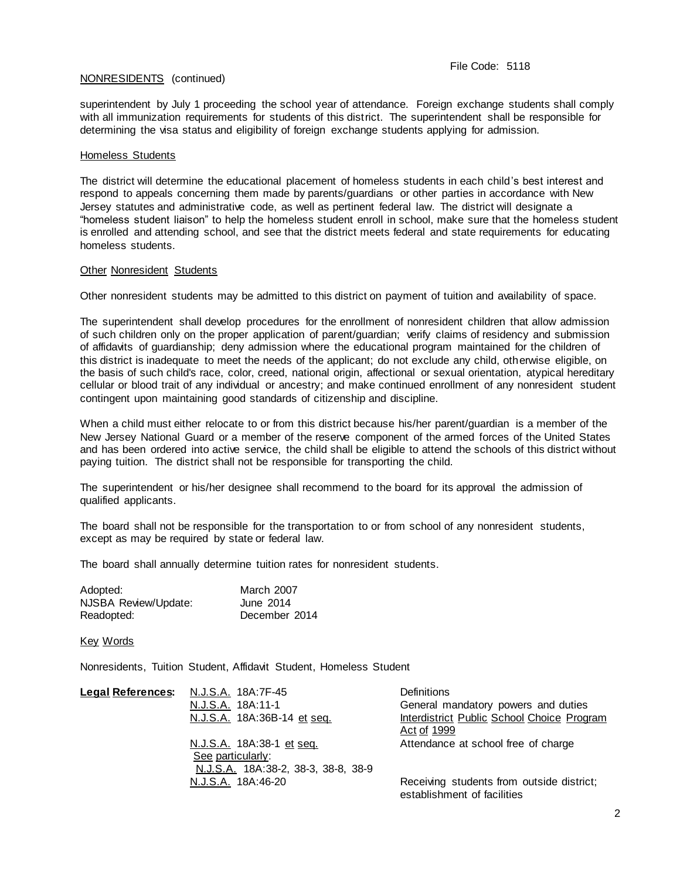NONRESIDENTS (continued)

superintendent by July 1 proceeding the school year of attendance. Foreign exchange students shall comply with all immunization requirements for students of this district. The superintendent shall be responsible for determining the visa status and eligibility of foreign exchange students applying for admission.

Homeless Students

The district will determine the educational placement of homeless students in each child's best interest and respond to appeals concerning them made by parents/guardians or other parties in accordance with New Jersey statutes and administrative code, as well as pertinent federal law. The district will designate a "homeless student liaison" to help the homeless student enroll in school, make sure that the homeless student is enrolled and attending school, and see that the district meets federal and state requirements for educating homeless students.

Other Nonresident Students

Other nonresident students may be admitted to this district on payment of tuition and availability of space.

The superintendent shall develop procedures for the enrollment of nonresident children that allow admission of such children only on the proper application of parent/guardian; verify claims of residency and submission of affidavits of guardianship; deny admission where the educational program maintained for the children of this district is inadequate to meet the needs of the applicant; do not exclude any child, otherwise eligible, on the basis of such child's race, color, creed, national origin, affectional or sexual orientation, atypical hereditary cellular or blood trait of any individual or ancestry; and make continued enrollment of any nonresident student contingent upon maintaining good standards of citizenship and discipline.

When a child must either relocate to or from this district because his/her parent/guardian is a member of the New Jersey National Guard or a member of the reserve component of the armed forces of the United States and has been ordered into active service, the child shall be eligible to attend the schools of this district without paying tuition. The district shall not be responsible for transporting the child.

The superintendent or his/her designee shall recommend to the board for its approval the admission of qualified applicants.

The board shall not be responsible for the transportation to or from school of any nonresident students, except as may be required by state or federal law.

The board shall annually determine tuition rates for nonresident students.

| | |
|---|---|
| Adopted: | March 2007 |
| NJSBA Review/Update: | June 2014 |
| Readopted: | December 2014 |

Key Words

Nonresidents, Tuition Student, Affidavit Student, Homeless Student

| **Legal References:** | | |
|---|---|---|
| | N.J.S.A. 18A:7F-45 | Definitions |
| | N.J.S.A. 18A:11-1 | General mandatory powers and duties |
| | N.J.S.A. 18A:36B-14 et seq. | Interdistrict Public School Choice Program Act of 1999 |
| | N.J.S.A. 18A:38-1 et seq. See particularly: N.J.S.A. 18A:38-2, 38-3, 38-8, 38-9 | Attendance at school free of charge |
| | N.J.S.A. 18A:46-20 | Receiving students from outside district; establishment of facilities |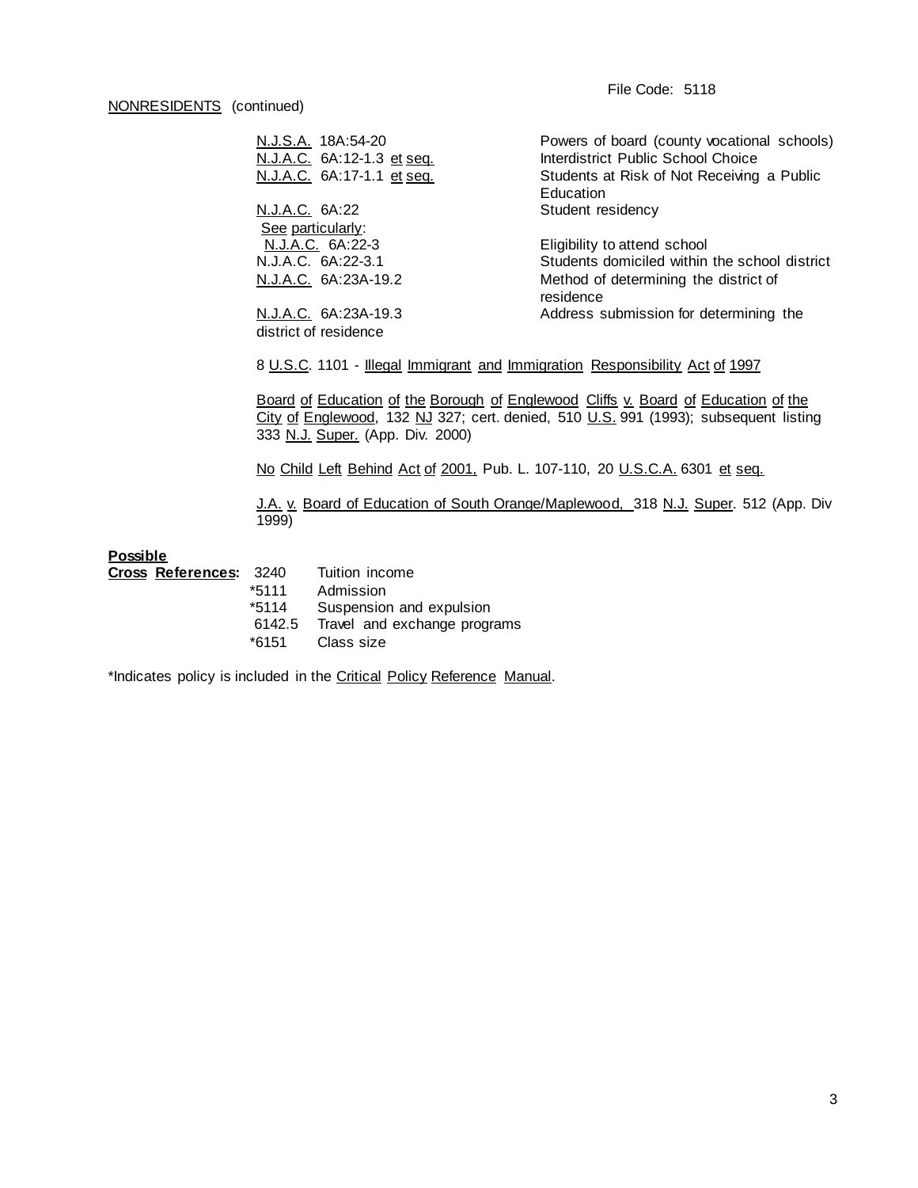File Code: 5118

NONRESIDENTS (continued)

| | |
|---|---|
| N.J.S.A. 18A:54-20 | Powers of board (county vocational schools) |
| N.J.A.C. 6A:12-1.3 et seq. | Interdistrict Public School Choice |
| N.J.A.C. 6A:17-1.1 et seq. | Students at Risk of Not Receiving a Public Education |
| N.J.A.C. 6A:22 | Student residency |
| See particularly: | |
| N.J.A.C. 6A:22-3 | Eligibility to attend school |
| N.J.A.C. 6A:22-3.1 | Students domiciled within the school district |
| N.J.A.C. 6A:23A-19.2 | Method of determining the district of residence |
| N.J.A.C. 6A:23A-19.3 | Address submission for determining the district of residence |

8 U.S.C. 1101 - Illegal Immigrant and Immigration Responsibility Act of 1997

Board of Education of the Borough of Englewood Cliffs v. Board of Education of the City of Englewood, 132 NJ 327; cert. denied, 510 U.S. 991 (1993); subsequent listing 333 N.J. Super. (App. Div. 2000)

No Child Left Behind Act of 2001, Pub. L. 107-110, 20 U.S.C.A. 6301 et seq.

J.A. v. Board of Education of South Orange/Maplewood, 318 N.J. Super. 512 (App. Div 1999)

**Possible Cross References:**

| | |
|---|---|
| 3240 | Tuition income |
| *5111 | Admission |
| *5114 | Suspension and expulsion |
| 6142.5 | Travel and exchange programs |
| *6151 | Class size |

*Indicates policy is included in the Critical Policy Reference Manual.